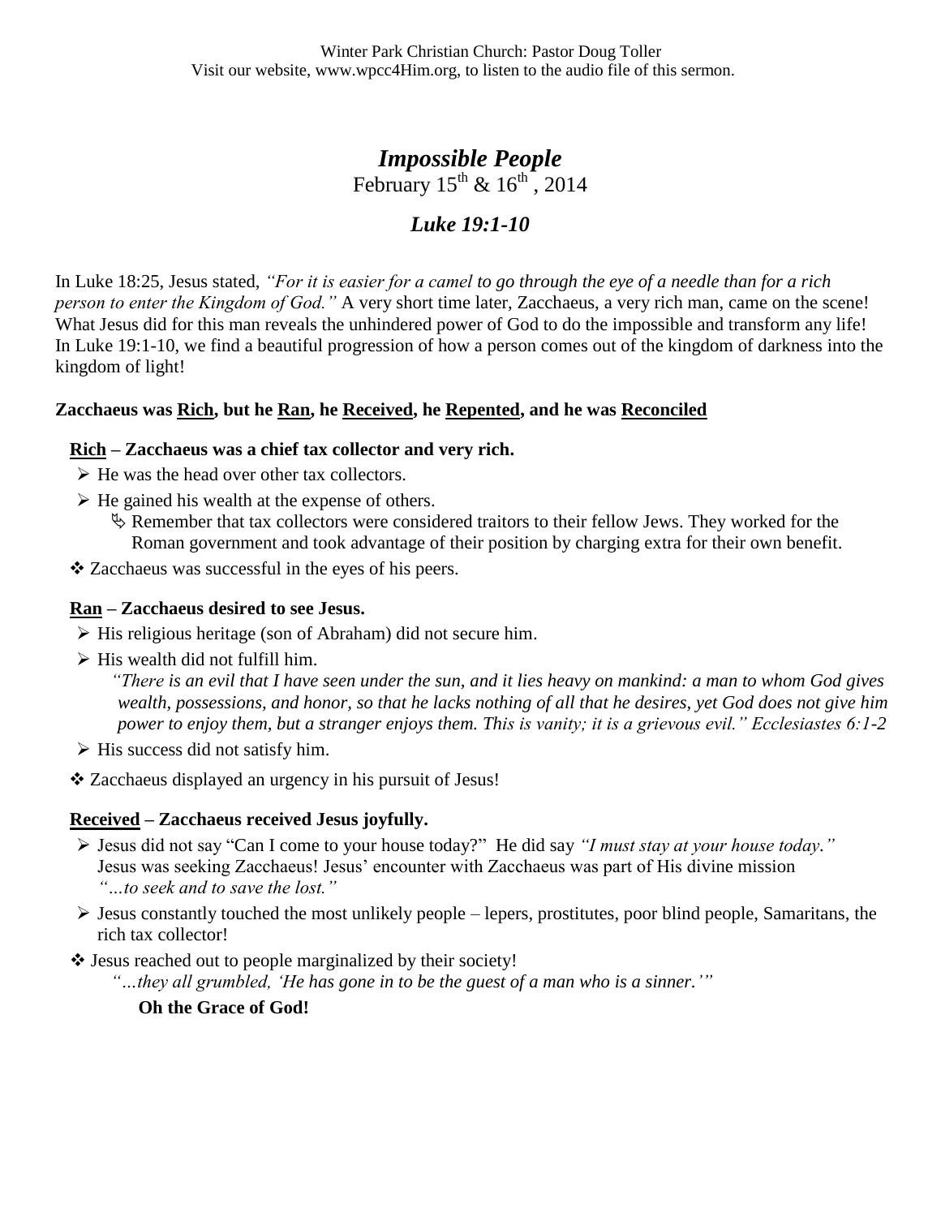Winter Park Christian Church: Pastor Doug Toller
Visit our website, www.wpcc4Him.org, to listen to the audio file of this sermon.

# *Impossible People*

February 15th & 16th, 2014

## *Luke 19:1-10*

In Luke 18:25, Jesus stated, *"For it is easier for a camel to go through the eye of a needle than for a rich person to enter the Kingdom of God."* A very short time later, Zacchaeus, a very rich man, came on the scene! What Jesus did for this man reveals the unhindered power of God to do the impossible and transform any life! In Luke 19:1-10, we find a beautiful progression of how a person comes out of the kingdom of darkness into the kingdom of light!

**Zacchaeus was <u>Rich</u>, but he <u>Ran</u>, he <u>Received</u>, he <u>Repented</u>, and he was <u>Reconciled</u>**

**<u>Rich</u> – Zacchaeus was a chief tax collector and very rich.**

- He was the head over other tax collectors.
- He gained his wealth at the expense of others.
  - Remember that tax collectors were considered traitors to their fellow Jews. They worked for the Roman government and took advantage of their position by charging extra for their own benefit.

❖ Zacchaeus was successful in the eyes of his peers.

**<u>Ran</u> – Zacchaeus desired to see Jesus.**

- His religious heritage (son of Abraham) did not secure him.
- His wealth did not fulfill him.

  *"There is an evil that I have seen under the sun, and it lies heavy on mankind: a man to whom God gives wealth, possessions, and honor, so that he lacks nothing of all that he desires, yet God does not give him power to enjoy them, but a stranger enjoys them. This is vanity; it is a grievous evil." Ecclesiastes 6:1-2*
- His success did not satisfy him.

❖ Zacchaeus displayed an urgency in his pursuit of Jesus!

**<u>Received</u> – Zacchaeus received Jesus joyfully.**

- Jesus did not say "Can I come to your house today?" He did say *"I must stay at your house today."* Jesus was seeking Zacchaeus! Jesus' encounter with Zacchaeus was part of His divine mission *"…to seek and to save the lost."*
- Jesus constantly touched the most unlikely people – lepers, prostitutes, poor blind people, Samaritans, the rich tax collector!

❖ Jesus reached out to people marginalized by their society!

*"…they all grumbled, 'He has gone in to be the guest of a man who is a sinner.'"*

**Oh the Grace of God!**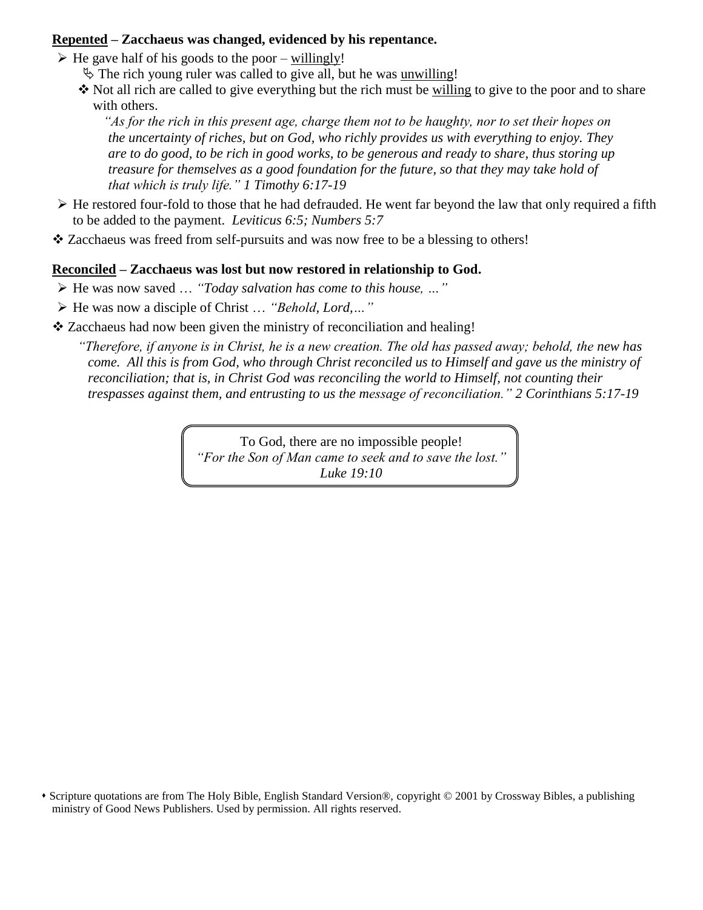**<u>Repented</u> – Zacchaeus was changed, evidenced by his repentance.**

- ➢ He gave half of his goods to the poor – <u>willingly</u>!
  - ➷ The rich young ruler was called to give all, but he was <u>unwilling</u>!
  - ❖ Not all rich are called to give everything but the rich must be <u>willing</u> to give to the poor and to share with others.

    *"As for the rich in this present age, charge them not to be haughty, nor to set their hopes on the uncertainty of riches, but on God, who richly provides us with everything to enjoy. They are to do good, to be rich in good works, to be generous and ready to share, thus storing up treasure for themselves as a good foundation for the future, so that they may take hold of that which is truly life." 1 Timothy 6:17-19*
- ➢ He restored four-fold to those that he had defrauded. He went far beyond the law that only required a fifth to be added to the payment. *Leviticus 6:5; Numbers 5:7*

❖ Zacchaeus was freed from self-pursuits and was now free to be a blessing to others!

**<u>Reconciled</u> – Zacchaeus was lost but now restored in relationship to God.**

- ➢ He was now saved … *"Today salvation has come to this house, …"*
- ➢ He was now a disciple of Christ … *"Behold, Lord,…"*

❖ Zacchaeus had now been given the ministry of reconciliation and healing!

*"Therefore, if anyone is in Christ, he is a new creation. The old has passed away; behold, the new has come. All this is from God, who through Christ reconciled us to Himself and gave us the ministry of reconciliation; that is, in Christ God was reconciling the world to Himself, not counting their trespasses against them, and entrusting to us the message of reconciliation." 2 Corinthians 5:17-19*

> To God, there are no impossible people!
> *"For the Son of Man came to seek and to save the lost."*
> *Luke 19:10*

⬩ Scripture quotations are from The Holy Bible, English Standard Version®, copyright © 2001 by Crossway Bibles, a publishing ministry of Good News Publishers. Used by permission. All rights reserved.